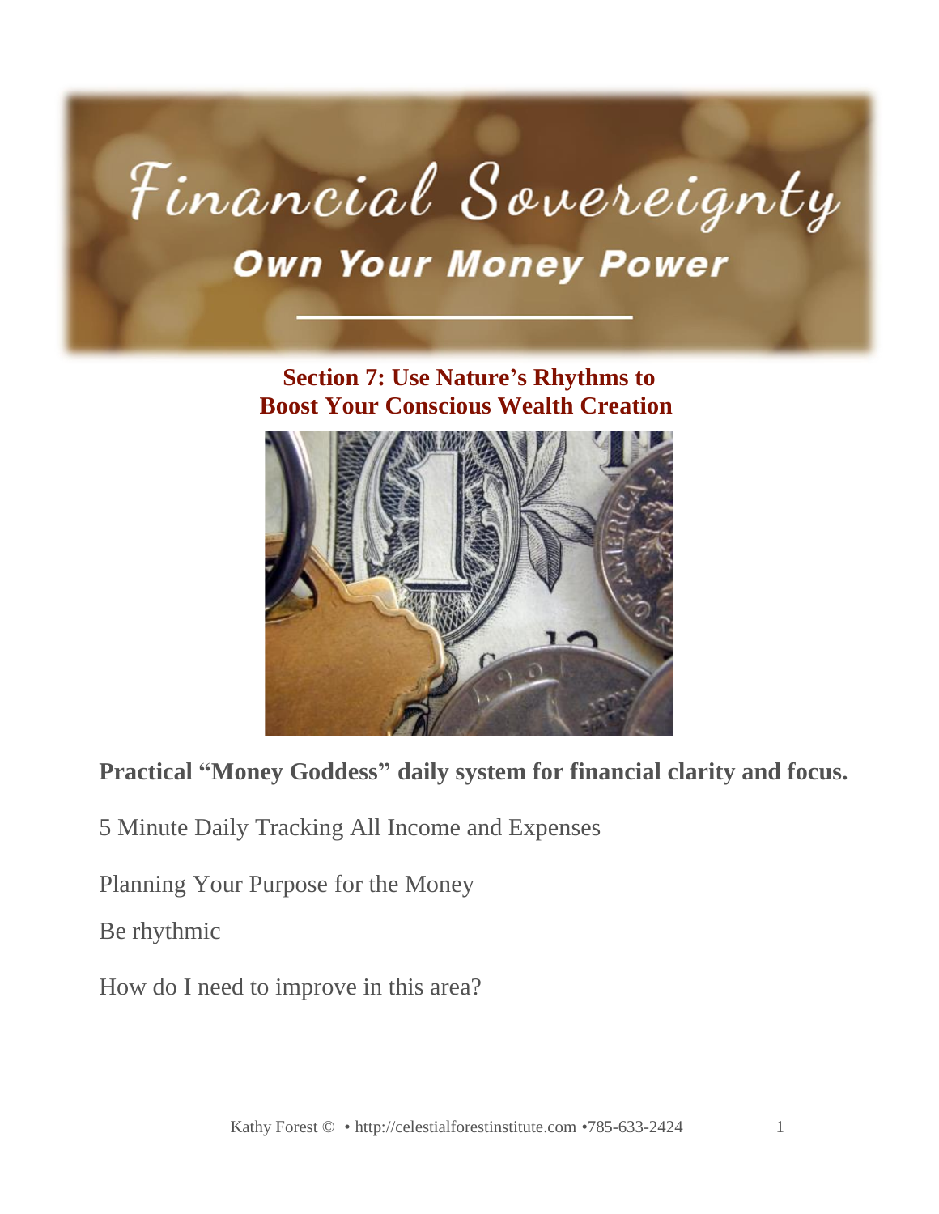# Financial Sovereignty

## Own Your Money Power

### Section 7: Use Nature's Rhythms to Boost Your Conscious Wealth Creation

**Practical "Money Goddess" daily system for financial clarity and focus.**

5 Minute Daily Tracking All Income and Expenses

Planning Your Purpose for the Money

Be rhythmic

How do I need to improve in this area?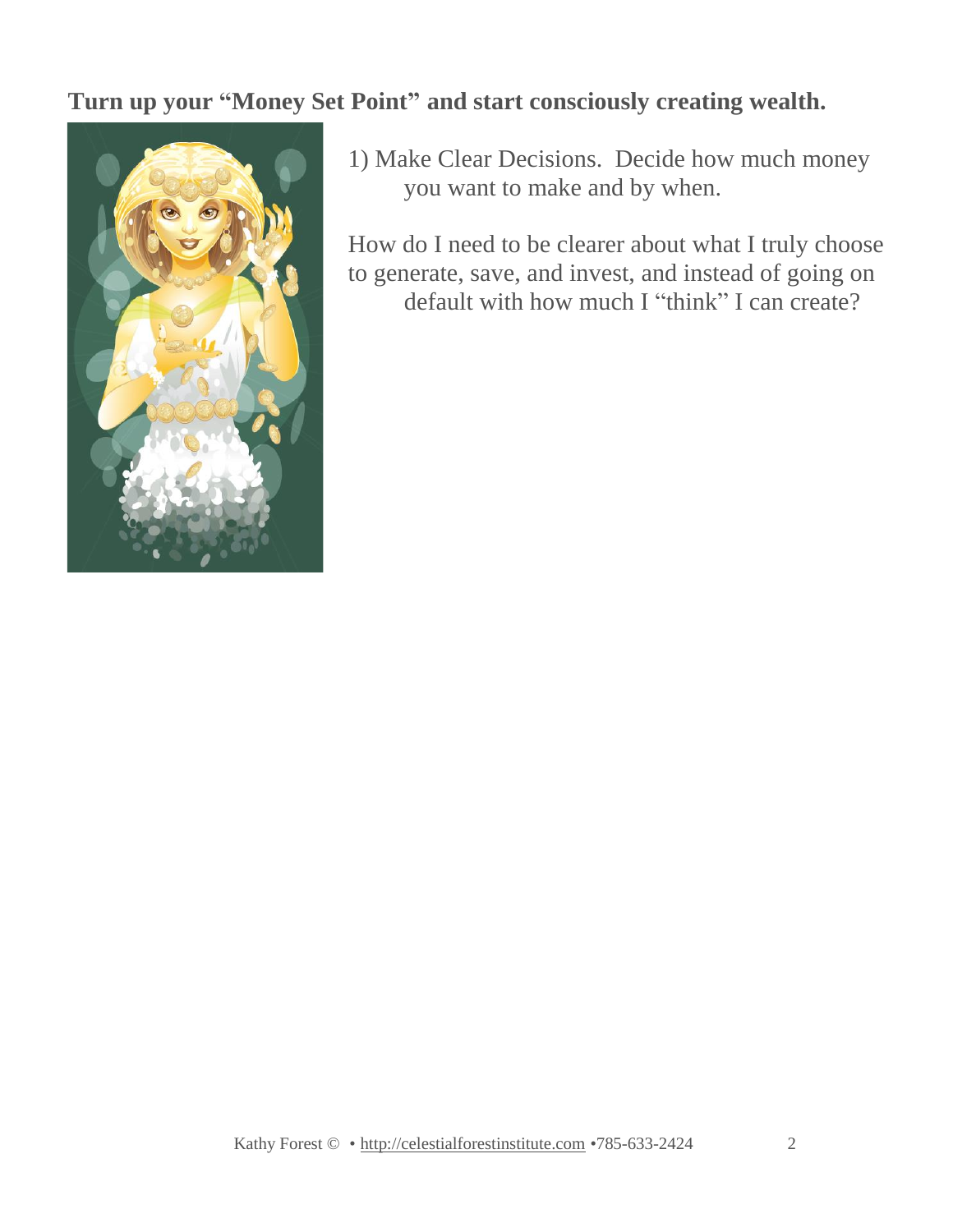**Turn up your "Money Set Point" and start consciously creating wealth.**

1) Make Clear Decisions. Decide how much money you want to make and by when.

How do I need to be clearer about what I truly choose to generate, save, and invest, and instead of going on default with how much I "think" I can create?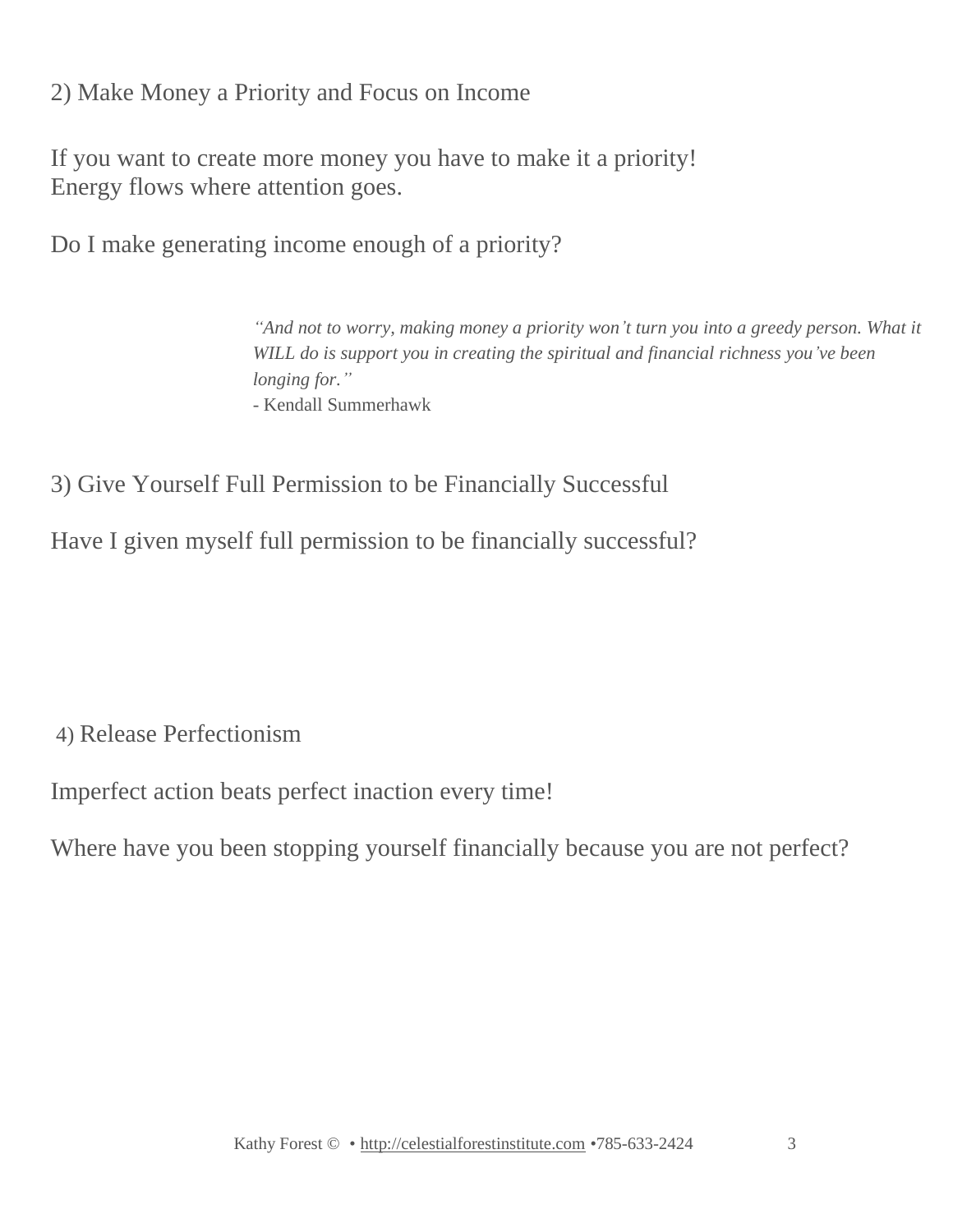## 2) Make Money a Priority and Focus on Income

If you want to create more money you have to make it a priority!
Energy flows where attention goes.

Do I make generating income enough of a priority?

> *"And not to worry, making money a priority won't turn you into a greedy person. What it WILL do is support you in creating the spiritual and financial richness you've been longing for."*
> - Kendall Summerhawk

## 3) Give Yourself Full Permission to be Financially Successful

Have I given myself full permission to be financially successful?

## 4) Release Perfectionism

Imperfect action beats perfect inaction every time!

Where have you been stopping yourself financially because you are not perfect?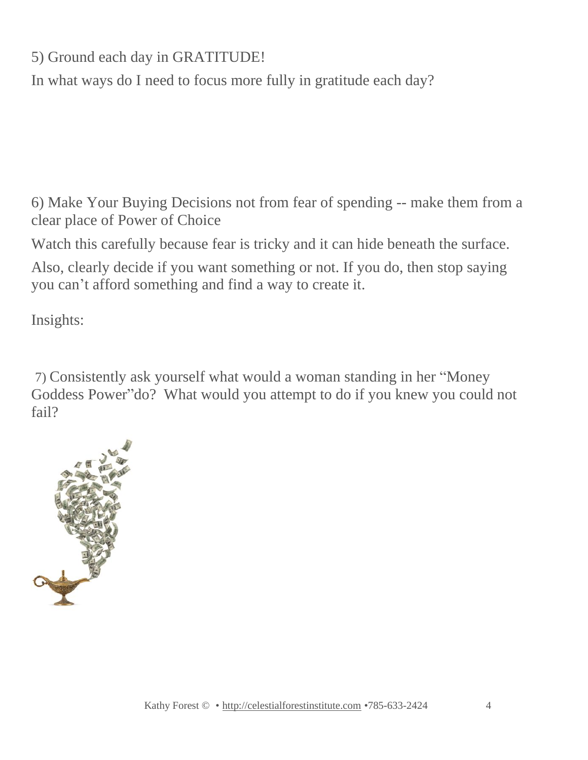5) Ground each day in GRATITUDE!

In what ways do I need to focus more fully in gratitude each day?

6) Make Your Buying Decisions not from fear of spending -- make them from a clear place of Power of Choice

Watch this carefully because fear is tricky and it can hide beneath the surface.

Also, clearly decide if you want something or not. If you do, then stop saying you can't afford something and find a way to create it.

Insights:

7) Consistently ask yourself what would a woman standing in her "Money Goddess Power"do? What would you attempt to do if you knew you could not fail?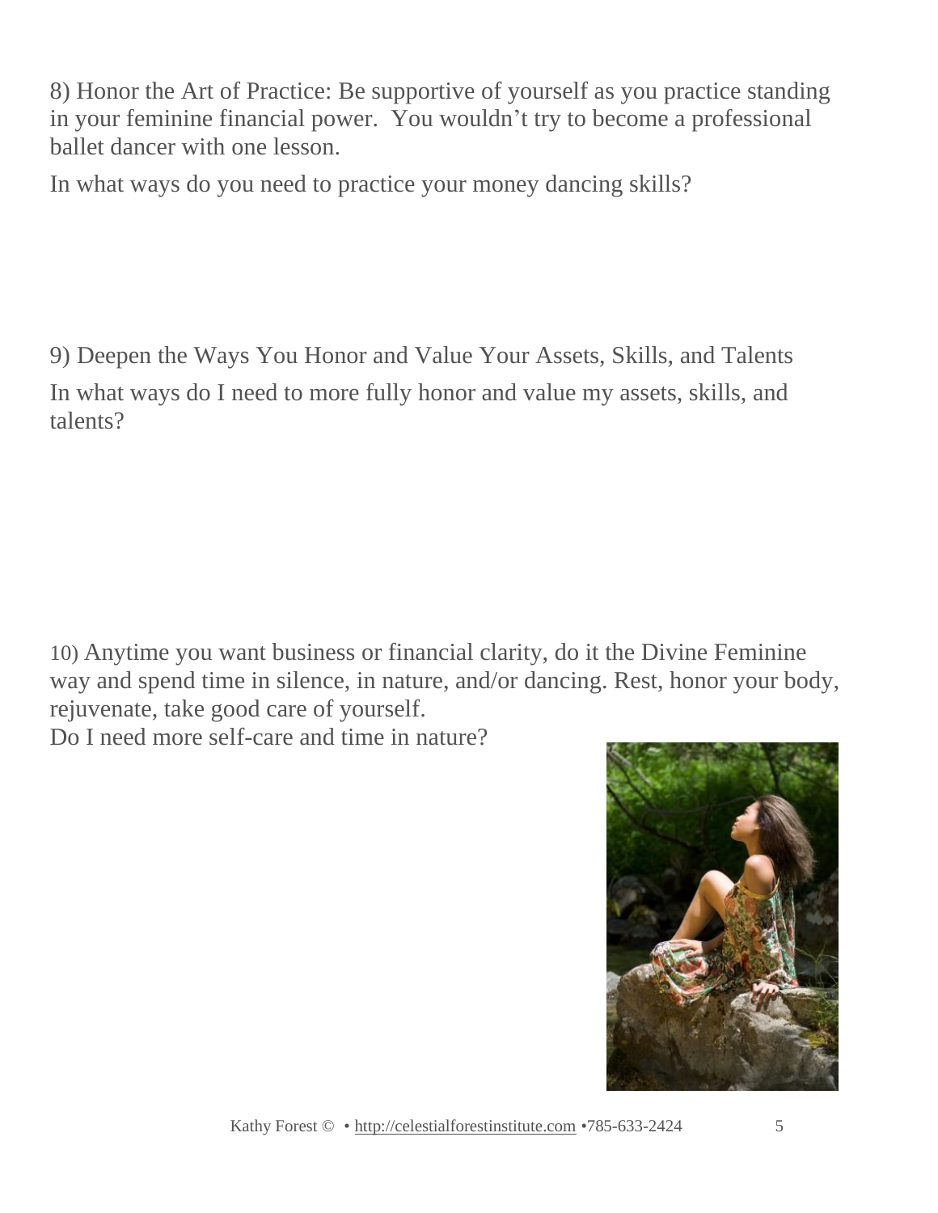8) Honor the Art of Practice: Be supportive of yourself as you practice standing in your feminine financial power. You wouldn't try to become a professional ballet dancer with one lesson.

In what ways do you need to practice your money dancing skills?

9) Deepen the Ways You Honor and Value Your Assets, Skills, and Talents

In what ways do I need to more fully honor and value my assets, skills, and talents?

10) Anytime you want business or financial clarity, do it the Divine Feminine way and spend time in silence, in nature, and/or dancing. Rest, honor your body, rejuvenate, take good care of yourself.

Do I need more self-care and time in nature?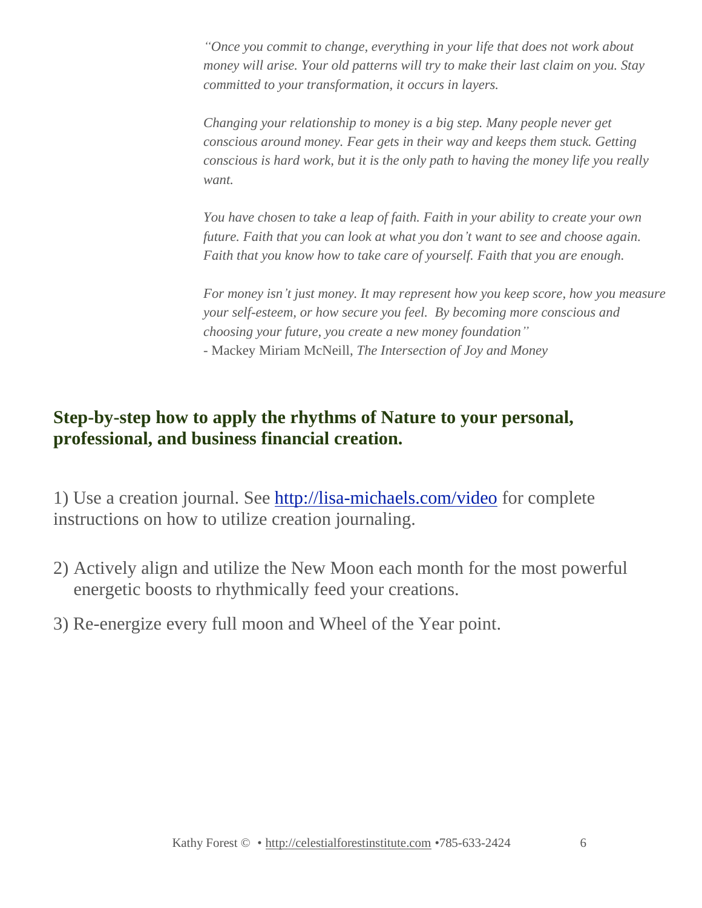*"Once you commit to change, everything in your life that does not work about money will arise. Your old patterns will try to make their last claim on you. Stay committed to your transformation, it occurs in layers.*

*Changing your relationship to money is a big step. Many people never get conscious around money. Fear gets in their way and keeps them stuck. Getting conscious is hard work, but it is the only path to having the money life you really want.*

*You have chosen to take a leap of faith. Faith in your ability to create your own future. Faith that you can look at what you don't want to see and choose again. Faith that you know how to take care of yourself. Faith that you are enough.*

*For money isn't just money. It may represent how you keep score, how you measure your self-esteem, or how secure you feel. By becoming more conscious and choosing your future, you create a new money foundation"*
- Mackey Miriam McNeill, *The Intersection of Joy and Money*

### Step-by-step how to apply the rhythms of Nature to your personal, professional, and business financial creation.

1) Use a creation journal. See [http://lisa-michaels.com/video](http://lisa-michaels.com/video) for complete instructions on how to utilize creation journaling.

2) Actively align and utilize the New Moon each month for the most powerful energetic boosts to rhythmically feed your creations.

3) Re-energize every full moon and Wheel of the Year point.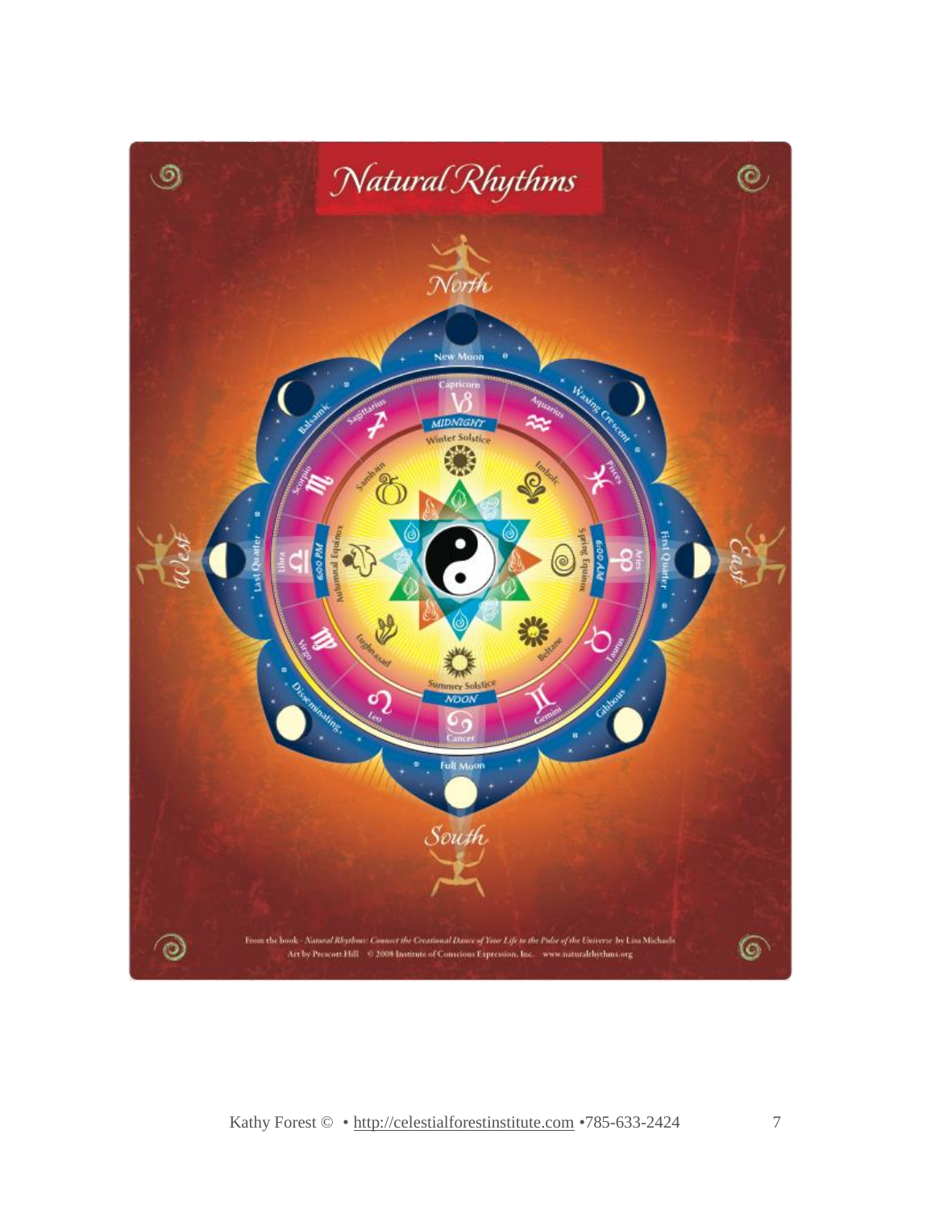# Natural Rhythms

From the book - *Natural Rhythms: Connect the Creational Dance of Your Life to the Pulse of the Universe* by Lisa Michaels
Art by Prescott Hill © 2008 Institute of Conscious Expression, Inc. www.naturalrhythms.org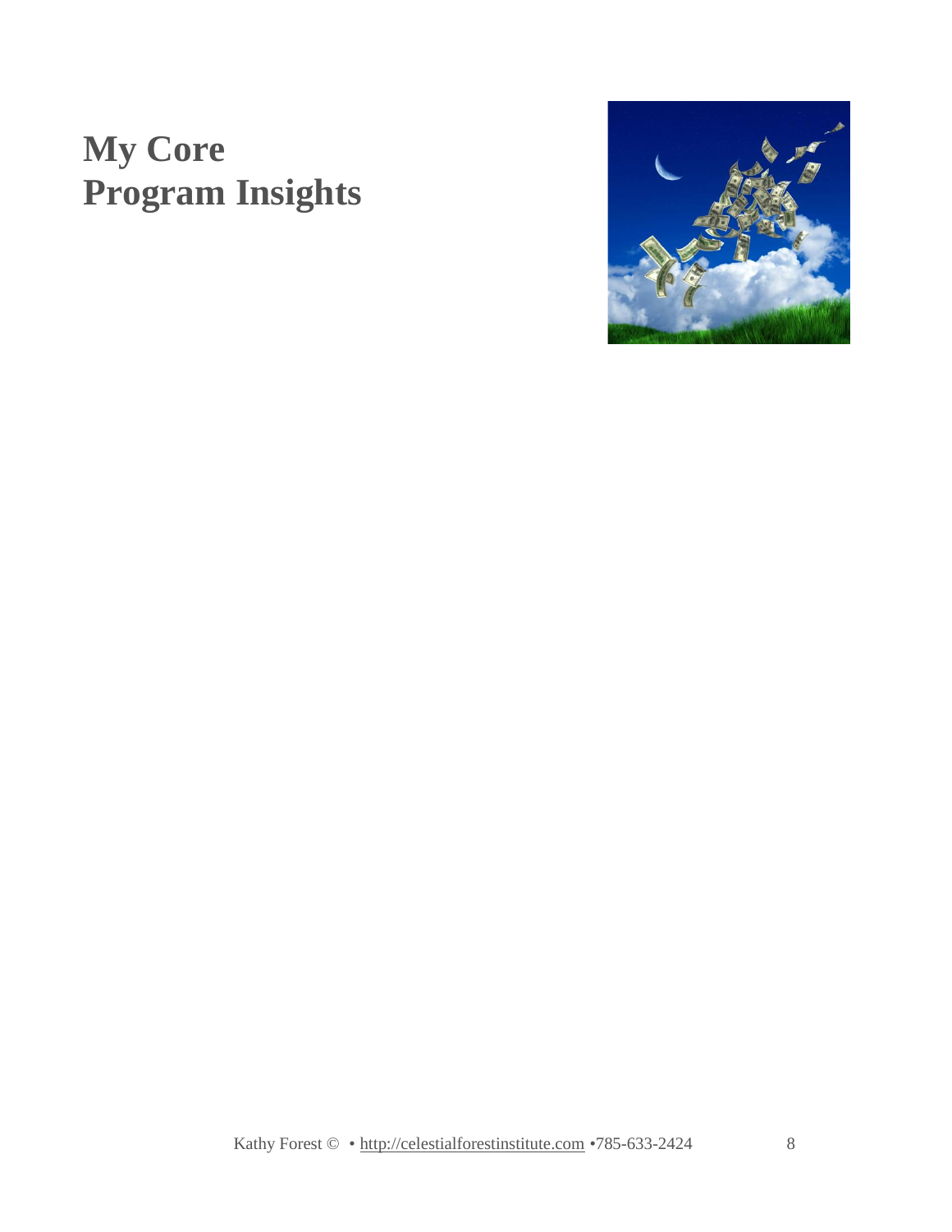# My Core Program Insights